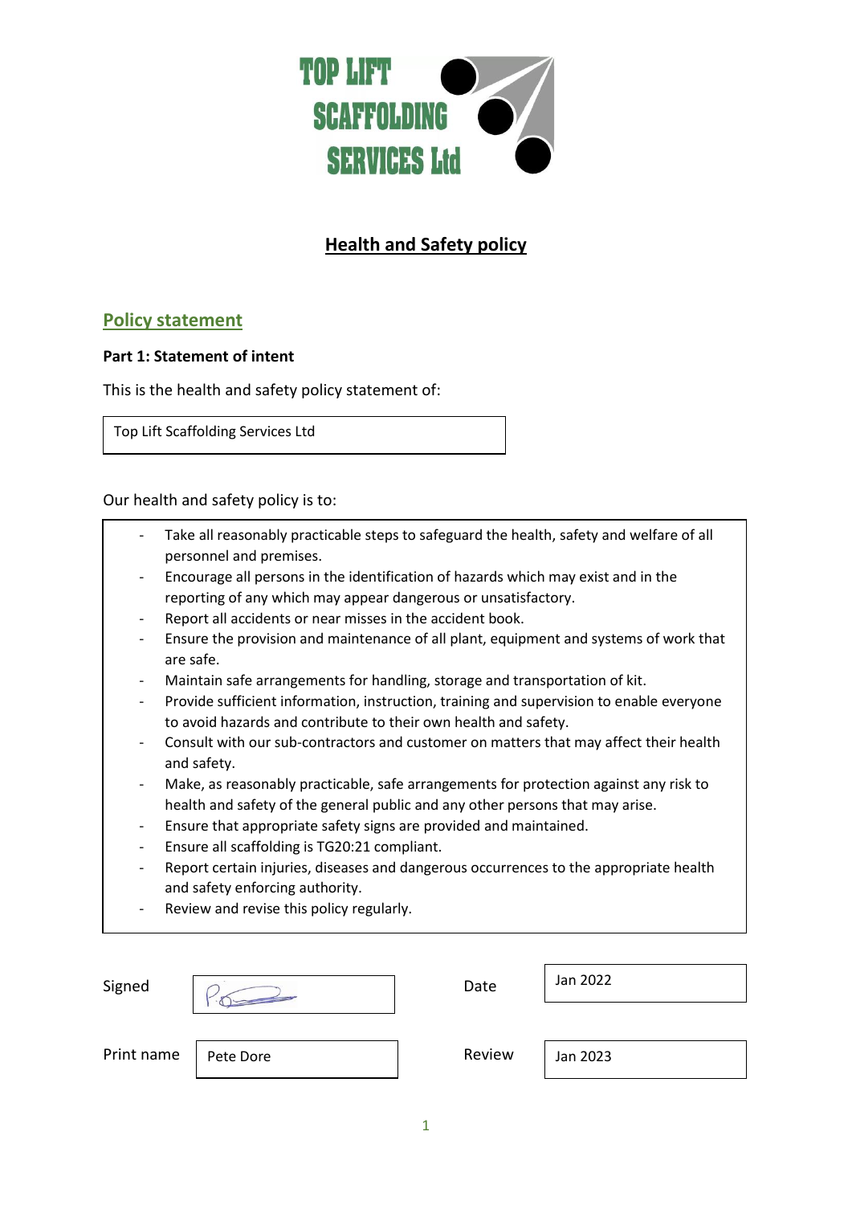TOP LIFT SCAFFOLDING SERVICES Ltd

# Health and Safety policy

## Policy statement

**Part 1: Statement of intent**

This is the health and safety policy statement of:

Top Lift Scaffolding Services Ltd

Our health and safety policy is to:

- Take all reasonably practicable steps to safeguard the health, safety and welfare of all personnel and premises.
- Encourage all persons in the identification of hazards which may exist and in the reporting of any which may appear dangerous or unsatisfactory.
- Report all accidents or near misses in the accident book.
- Ensure the provision and maintenance of all plant, equipment and systems of work that are safe.
- Maintain safe arrangements for handling, storage and transportation of kit.
- Provide sufficient information, instruction, training and supervision to enable everyone to avoid hazards and contribute to their own health and safety.
- Consult with our sub-contractors and customer on matters that may affect their health and safety.
- Make, as reasonably practicable, safe arrangements for protection against any risk to health and safety of the general public and any other persons that may arise.
- Ensure that appropriate safety signs are provided and maintained.
- Ensure all scaffolding is TG20:21 compliant.
- Report certain injuries, diseases and dangerous occurrences to the appropriate health and safety enforcing authority.
- Review and revise this policy regularly.

| | | | |
|---|---|---|---|
| Signed | [signature] | Date | Jan 2022 |
| Print name | Pete Dore | Review | Jan 2023 |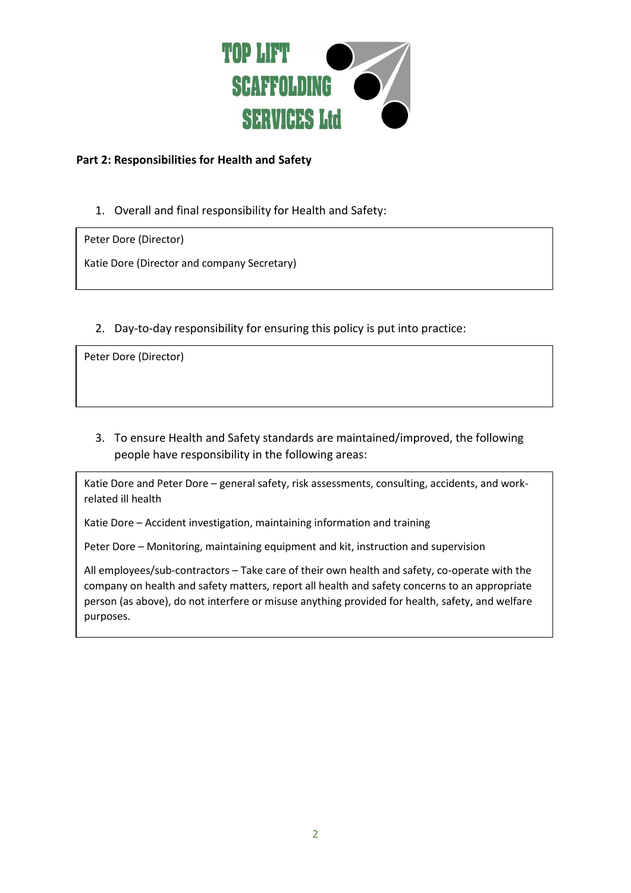**Part 2: Responsibilities for Health and Safety**

1. Overall and final responsibility for Health and Safety:

Peter Dore (Director)

Katie Dore (Director and company Secretary)

2. Day-to-day responsibility for ensuring this policy is put into practice:

Peter Dore (Director)

3. To ensure Health and Safety standards are maintained/improved, the following people have responsibility in the following areas:

Katie Dore and Peter Dore – general safety, risk assessments, consulting, accidents, and work-related ill health

Katie Dore – Accident investigation, maintaining information and training

Peter Dore – Monitoring, maintaining equipment and kit, instruction and supervision

All employees/sub-contractors – Take care of their own health and safety, co-operate with the company on health and safety matters, report all health and safety concerns to an appropriate person (as above), do not interfere or misuse anything provided for health, safety, and welfare purposes.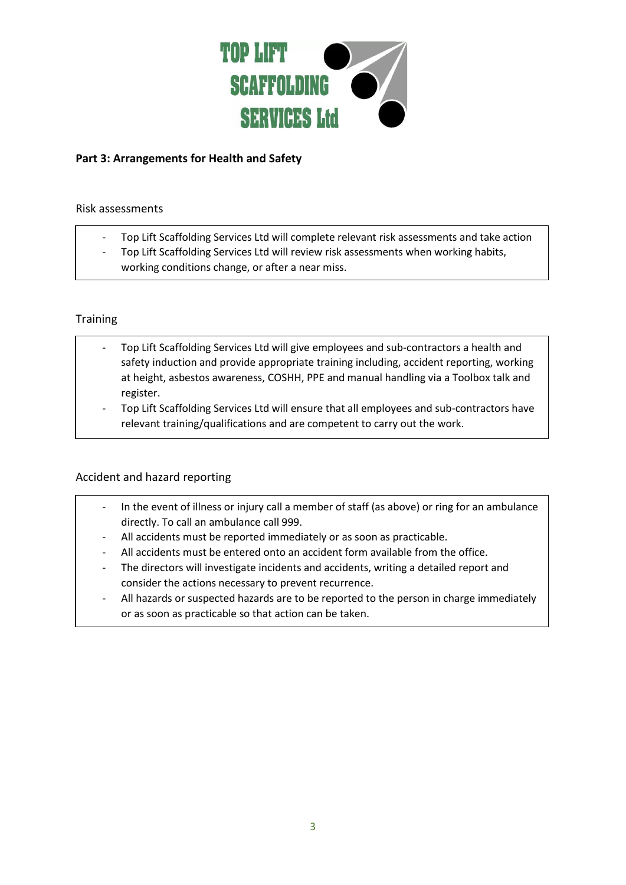**Part 3: Arrangements for Health and Safety**

Risk assessments

- Top Lift Scaffolding Services Ltd will complete relevant risk assessments and take action
- Top Lift Scaffolding Services Ltd will review risk assessments when working habits, working conditions change, or after a near miss.

Training

- Top Lift Scaffolding Services Ltd will give employees and sub-contractors a health and safety induction and provide appropriate training including, accident reporting, working at height, asbestos awareness, COSHH, PPE and manual handling via a Toolbox talk and register.
- Top Lift Scaffolding Services Ltd will ensure that all employees and sub-contractors have relevant training/qualifications and are competent to carry out the work.

Accident and hazard reporting

- In the event of illness or injury call a member of staff (as above) or ring for an ambulance directly. To call an ambulance call 999.
- All accidents must be reported immediately or as soon as practicable.
- All accidents must be entered onto an accident form available from the office.
- The directors will investigate incidents and accidents, writing a detailed report and consider the actions necessary to prevent recurrence.
- All hazards or suspected hazards are to be reported to the person in charge immediately or as soon as practicable so that action can be taken.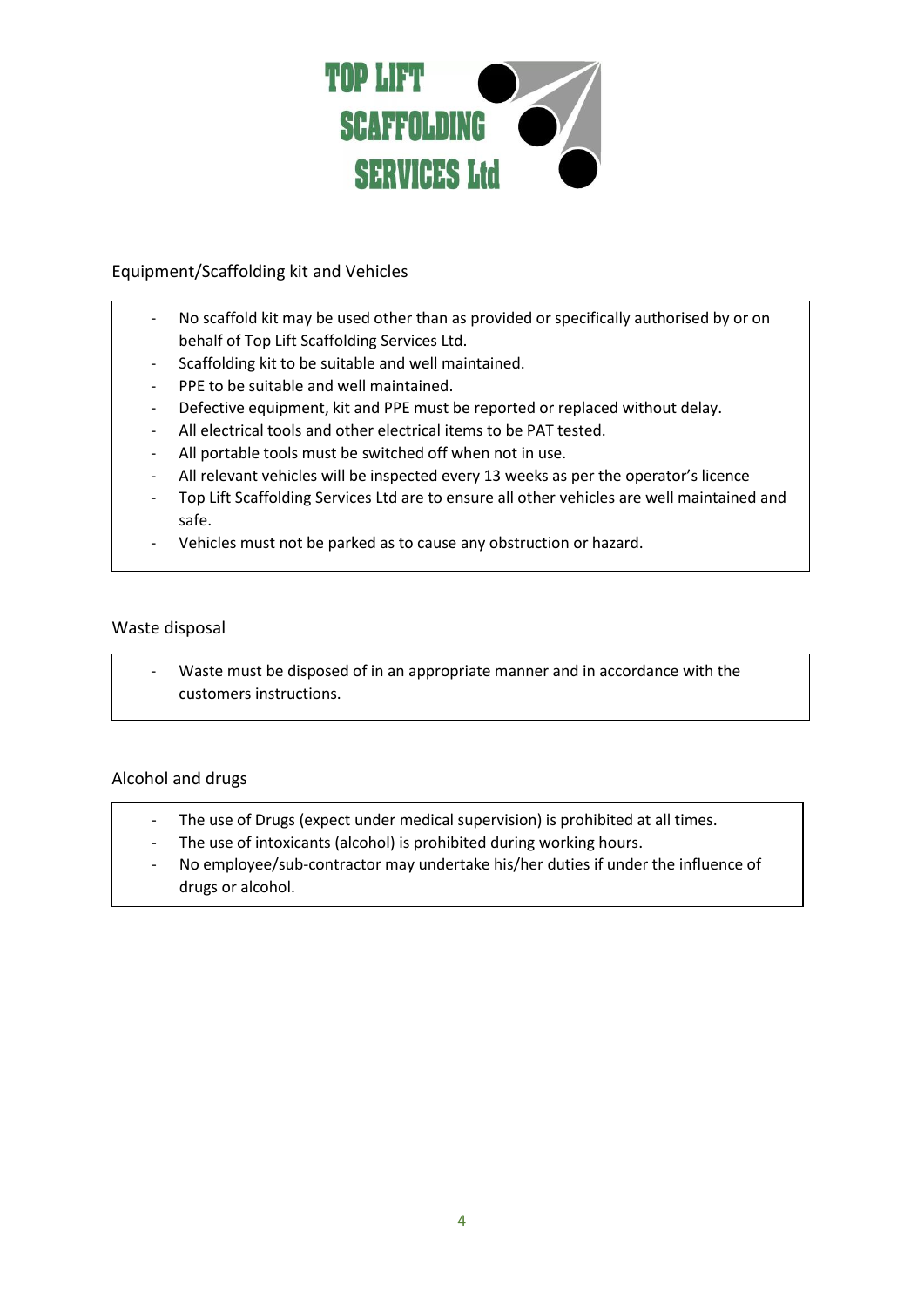TOP LIFT SCAFFOLDING SERVICES Ltd

## Equipment/Scaffolding kit and Vehicles

- No scaffold kit may be used other than as provided or specifically authorised by or on behalf of Top Lift Scaffolding Services Ltd.
- Scaffolding kit to be suitable and well maintained.
- PPE to be suitable and well maintained.
- Defective equipment, kit and PPE must be reported or replaced without delay.
- All electrical tools and other electrical items to be PAT tested.
- All portable tools must be switched off when not in use.
- All relevant vehicles will be inspected every 13 weeks as per the operator's licence
- Top Lift Scaffolding Services Ltd are to ensure all other vehicles are well maintained and safe.
- Vehicles must not be parked as to cause any obstruction or hazard.

## Waste disposal

- Waste must be disposed of in an appropriate manner and in accordance with the customers instructions.

## Alcohol and drugs

- The use of Drugs (expect under medical supervision) is prohibited at all times.
- The use of intoxicants (alcohol) is prohibited during working hours.
- No employee/sub-contractor may undertake his/her duties if under the influence of drugs or alcohol.